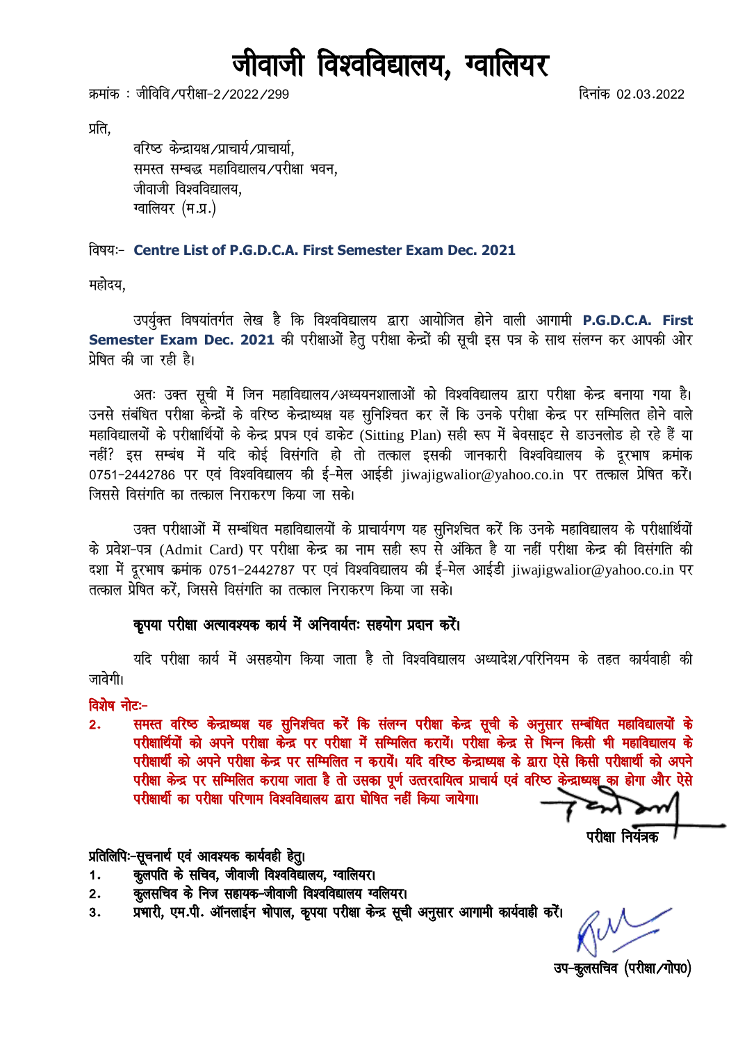# जीवाजी विश्वविद्यालय, ग्वालियर

क्रमांक : जीविवि/परीक्षा-2/2022/299 दिनांक 02.03.2022

प्रति,

वरिष्ठ केन्द्रायक्ष/प्राचार्य/प्राचार्या,
समस्त सम्बद्ध महाविद्यालय/परीक्षा भवन,
जीवाजी विश्वविद्यालय,
ग्वालियर (म.प्र.)

विषयः- **Centre List of P.G.D.C.A. First Semester Exam Dec. 2021**

महोदय,

उपर्युक्त विषयांतर्गत लेख है कि विश्वविद्यालय द्वारा आयोजित होने वाली आगामी **P.G.D.C.A. First Semester Exam Dec. 2021** की परीक्षाओं हेतु परीक्षा केन्द्रों की सूची इस पत्र के साथ संलग्न कर आपकी ओर प्रेषित की जा रही है।

अतः उक्त सूची में जिन महाविद्यालय/अध्ययनशालाओं को विश्वविद्यालय द्वारा परीक्षा केन्द्र बनाया गया है। उनसे संबंधित परीक्षा केन्द्रों के वरिष्ठ केन्द्राध्यक्ष यह सुनिश्चित कर लें कि उनके परीक्षा केन्द्र पर सम्मिलित होने वाले महाविद्यालयों के परीक्षार्थियों के केन्द्र प्रपत्र एवं डाकेट (Sitting Plan) सही रूप में बेवसाइट से डाउनलोड हो रहे हैं या नहीं? इस सम्बंध में यदि कोई विसंगति हो तो तत्काल इसकी जानकारी विश्वविद्यालय के दूरभाष क्रमांक 0751-2442786 पर एवं विश्वविद्यालय की ई-मेल आईडी jiwajigwalior@yahoo.co.in पर तत्काल प्रेषित करें। जिससे विसंगति का तत्काल निराकरण किया जा सके।

उक्त परीक्षाओं में सम्बंधित महाविद्यालयों के प्राचार्यगण यह सुनिश्चित करें कि उनके महाविद्यालय के परीक्षार्थियों के प्रवेश-पत्र (Admit Card) पर परीक्षा केन्द्र का नाम सही रूप से अंकित है या नहीं परीक्षा केन्द्र की विसंगति की दशा में दूरभाष क्रमांक 0751-2442787 पर एवं विश्वविद्यालय की ई-मेल आईडी jiwajigwalior@yahoo.co.in पर तत्काल प्रेषित करें, जिससे विसंगति का तत्काल निराकरण किया जा सके।

**कृपया परीक्षा अत्यावश्यक कार्य में अनिवार्यतः सहयोग प्रदान करें।**

यदि परीक्षा कार्य में असहयोग किया जाता है तो विश्वविद्यालय अध्यादेश/परिनियम के तहत कार्यवाही की जावेगी।

**विशेष नोटः-**

2. **समस्त वरिष्ठ केन्द्राध्यक्ष यह सुनिश्चित करें कि संलग्न परीक्षा केन्द्र सूची के अनुसार सम्बंधित महाविद्यालयों के परीक्षार्थियों को अपने परीक्षा केन्द्र पर परीक्षा में सम्मिलित करायें। परीक्षा केन्द्र से भिन्न किसी भी महाविद्यालय के परीक्षार्थी को अपने परीक्षा केन्द्र पर सम्मिलित न करायें। यदि वरिष्ठ केन्द्राध्यक्ष के द्वारा ऐसे किसी परीक्षार्थी को अपने परीक्षा केन्द्र पर सम्मिलित कराया जाता है तो उसका पूर्ण उत्तरदायित्व प्राचार्य एवं वरिष्ठ केन्द्राध्यक्ष का होगा और ऐसे परीक्षार्थी का परीक्षा परिणाम विश्वविद्यालय द्वारा घोषित नहीं किया जायेगा।**

परीक्षा नियंत्रक

**प्रतिलिपिः-सूचनार्थ एवं आवश्यक कार्यवही हेतु।**

1. **कुलपति के सचिव, जीवाजी विश्वविद्यालय, ग्वालियर।**
2. **कुलसचिव के निज सहायक-जीवाजी विश्वविद्यालय ग्वलियर।**
3. **प्रभारी, एम.पी. ऑनलाईन भोपाल, कृपया परीक्षा केन्द्र सूची अनुसार आगामी कार्यवाही करें।**

उप-कुलसचिव (परीक्षा/गोप0)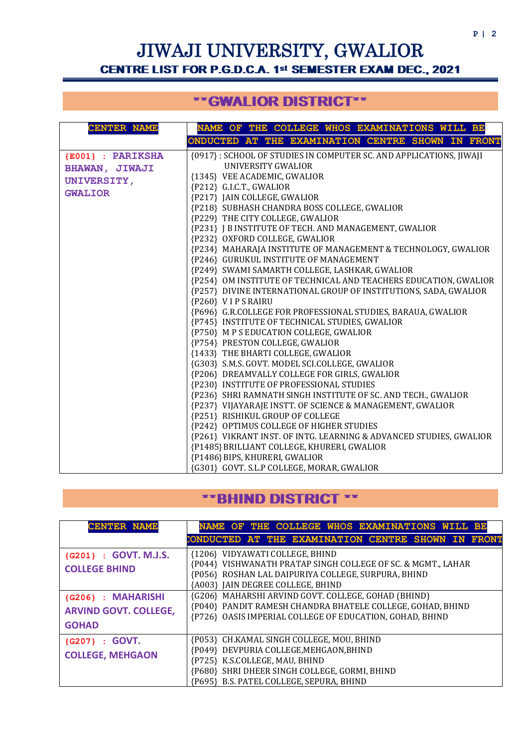# JIWAJI UNIVERSITY, GWALIOR

## CENTRE LIST FOR P.G.D.C.A. 1st SEMESTER EXAM DEC., 2021

## **GWALIOR DISTRICT**

| CENTER NAME | NAME OF THE COLLEGE WHOS EXAMINATIONS WILL BE ONDUCTED AT THE EXAMINATION CENTRE SHOWN IN FRONT |
|---|---|
| {E001} : PARIKSHA BHAWAN, JIWAJI UNIVERSITY, GWALIOR | {0917} : SCHOOL OF STUDIES IN COMPUTER SC. AND APPLICATIONS, JIWAJI UNIVERSITY GWALIOR<br>{1345} VEE ACADEMIC, GWALIOR<br>{P212} G.I.C.T., GWALIOR<br>{P217} JAIN COLLEGE, GWALIOR<br>{P218} SUBHASH CHANDRA BOSS COLLEGE, GWALIOR<br>{P229} THE CITY COLLEGE, GWALIOR<br>{P231} J B INSTITUTE OF TECH. AND MANAGEMENT, GWALIOR<br>{P232} OXFORD COLLEGE, GWALIOR<br>{P234} MAHARAJA INSTITUTE OF MANAGEMENT & TECHNOLOGY, GWALIOR<br>{P246} GURUKUL INSTITUTE OF MANAGEMENT<br>{P249} SWAMI SAMARTH COLLEGE, LASHKAR, GWALIOR<br>{P254} OM INSTITUTE OF TECHNICAL AND TEACHERS EDUCATION, GWALIOR<br>{P257} DIVINE INTERNATIONAL GROUP OF INSTITUTIONS, SADA, GWALIOR<br>{P260} V I P S RAIRU<br>{P696} G.R.COLLEGE FOR PROFESSIONAL STUDIES, BARAUA, GWALIOR<br>{P745} INSTITUTE OF TECHNICAL STUDIES, GWALIOR<br>{P750} M P S EDUCATION COLLEGE, GWALIOR<br>{P754} PRESTON COLLEGE, GWALIOR<br>{1433} THE BHARTI COLLEGE, GWALIOR<br>{G303} S.M.S. GOVT. MODEL SCI.COLLEGE, GWALIOR<br>{P206} DREAMVALLY COLLEGE FOR GIRLS, GWALIOR<br>{P230} INSTITUTE OF PROFESSIONAL STUDIES<br>{P236} SHRI RAMNATH SINGH INSTITUTE OF SC. AND TECH., GWALIOR<br>{P237} VIJAYARAJE INSTT. OF SCIENCE & MANAGEMENT, GWALIOR<br>{P251} RISHIKUL GROUP OF COLLEGE<br>{P242} OPTIMUS COLLEGE OF HIGHER STUDIES<br>{P261} VIKRANT INST. OF INTG. LEARNING & ADVANCED STUDIES, GWALIOR<br>{P1485} BRILLIANT COLLEGE, KHURERI, GWALIOR<br>{P1486} BIPS, KHURERI, GWALIOR<br>{G301} GOVT. S.L.P COLLEGE, MORAR, GWALIOR |

## **BHIND DISTRICT **

| CENTER NAME | NAME OF THE COLLEGE WHOS EXAMINATIONS WILL BE ONDUCTED AT THE EXAMINATION CENTRE SHOWN IN FRONT |
|---|---|
| {G201} : GOVT. M.J.S. COLLEGE BHIND | {1206} VIDYAWATI COLLEGE, BHIND<br>{P044} VISHWANATH PRATAP SINGH COLLEGE OF SC. & MGMT., LAHAR<br>{P056} ROSHAN LAL DAIPURIYA COLLEGE, SURPURA, BHIND<br>{A003} JAIN DEGREE COLLEGE, BHIND |
| {G206} : MAHARISHI ARVIND GOVT. COLLEGE, GOHAD | {G206} MAHARSHI ARVIND GOVT. COLLEGE, GOHAD (BHIND)<br>{P040} PANDIT RAMESH CHANDRA BHATELE COLLEGE, GOHAD, BHIND<br>{P726} OASIS IMPERIAL COLLEGE OF EDUCATION, GOHAD, BHIND |
| {G207} : GOVT. COLLEGE, MEHGAON | {P053} CH.KAMAL SINGH COLLEGE, MOU, BHIND<br>{P049} DEVPURIA COLLEGE,MEHGAON,BHIND<br>{P725} K.S.COLLEGE, MAU, BHIND<br>{P680} SHRI DHEER SINGH COLLEGE, GORMI, BHIND<br>{P695} B.S. PATEL COLLEGE, SEPURA, BHIND |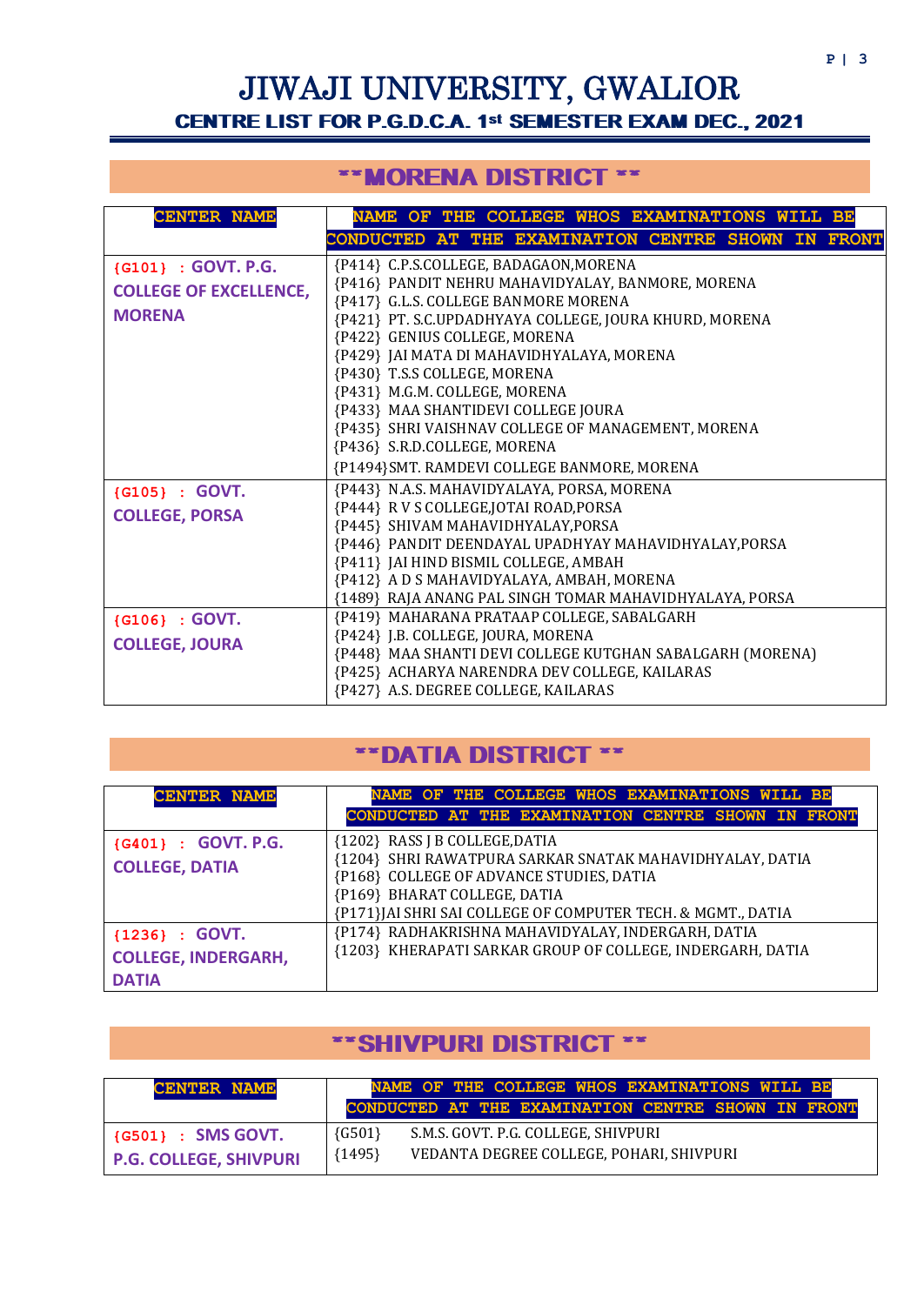# JIWAJI UNIVERSITY, GWALIOR

## CENTRE LIST FOR P.G.D.C.A. 1st SEMESTER EXAM DEC., 2021

## **MORENA DISTRICT **

| CENTER NAME | NAME OF THE COLLEGE WHOS EXAMINATIONS WILL BE CONDUCTED AT THE EXAMINATION CENTRE SHOWN IN FRONT |
|---|---|
| {G101} : GOVT. P.G. COLLEGE OF EXCELLENCE, MORENA | {P414} C.P.S.COLLEGE, BADAGAON,MORENA<br>{P416} PANDIT NEHRU MAHAVIDYALAY, BANMORE, MORENA<br>{P417} G.L.S. COLLEGE BANMORE MORENA<br>{P421} PT. S.C.UPDADHYAYA COLLEGE, JOURA KHURD, MORENA<br>{P422} GENIUS COLLEGE, MORENA<br>{P429} JAI MATA DI MAHAVIDHYALAYA, MORENA<br>{P430} T.S.S COLLEGE, MORENA<br>{P431} M.G.M. COLLEGE, MORENA<br>{P433} MAA SHANTIDEVI COLLEGE JOURA<br>{P435} SHRI VAISHNAV COLLEGE OF MANAGEMENT, MORENA<br>{P436} S.R.D.COLLEGE, MORENA<br>{P1494}SMT. RAMDEVI COLLEGE BANMORE, MORENA |
| {G105} : GOVT. COLLEGE, PORSA | {P443} N.A.S. MAHAVIDYALAYA, PORSA, MORENA<br>{P444} R V S COLLEGE,JOTAI ROAD,PORSA<br>{P445} SHIVAM MAHAVIDHYALAY,PORSA<br>{P446} PANDIT DEENDAYAL UPADHYAY MAHAVIDHYALAY,PORSA<br>{P411} JAI HIND BISMIL COLLEGE, AMBAH<br>{P412} A D S MAHAVIDYALAYA, AMBAH, MORENA<br>{1489} RAJA ANANG PAL SINGH TOMAR MAHAVIDHYALAYA, PORSA |
| {G106} : GOVT. COLLEGE, JOURA | {P419} MAHARANA PRATAAP COLLEGE, SABALGARH<br>{P424} J.B. COLLEGE, JOURA, MORENA<br>{P448} MAA SHANTI DEVI COLLEGE KUTGHAN SABALGARH (MORENA)<br>{P425} ACHARYA NARENDRA DEV COLLEGE, KAILARAS<br>{P427} A.S. DEGREE COLLEGE, KAILARAS |

## **DATIA DISTRICT **

| CENTER NAME | NAME OF THE COLLEGE WHOS EXAMINATIONS WILL BE CONDUCTED AT THE EXAMINATION CENTRE SHOWN IN FRONT |
|---|---|
| {G401} : GOVT. P.G. COLLEGE, DATIA | {1202} RASS J B COLLEGE,DATIA<br>{1204} SHRI RAWATPURA SARKAR SNATAK MAHAVIDHYALAY, DATIA<br>{P168} COLLEGE OF ADVANCE STUDIES, DATIA<br>{P169} BHARAT COLLEGE, DATIA<br>{P171}JAI SHRI SAI COLLEGE OF COMPUTER TECH. & MGMT., DATIA |
| {1236} : GOVT. COLLEGE, INDERGARH, DATIA | {P174} RADHAKRISHNA MAHAVIDYALAY, INDERGARH, DATIA<br>{1203} KHERAPATI SARKAR GROUP OF COLLEGE, INDERGARH, DATIA |

## **SHIVPURI DISTRICT **

| CENTER NAME | NAME OF THE COLLEGE WHOS EXAMINATIONS WILL BE CONDUCTED AT THE EXAMINATION CENTRE SHOWN IN FRONT |
|---|---|
| {G501} : SMS GOVT. P.G. COLLEGE, SHIVPURI | {G501} S.M.S. GOVT. P.G. COLLEGE, SHIVPURI<br>{1495} VEDANTA DEGREE COLLEGE, POHARI, SHIVPURI |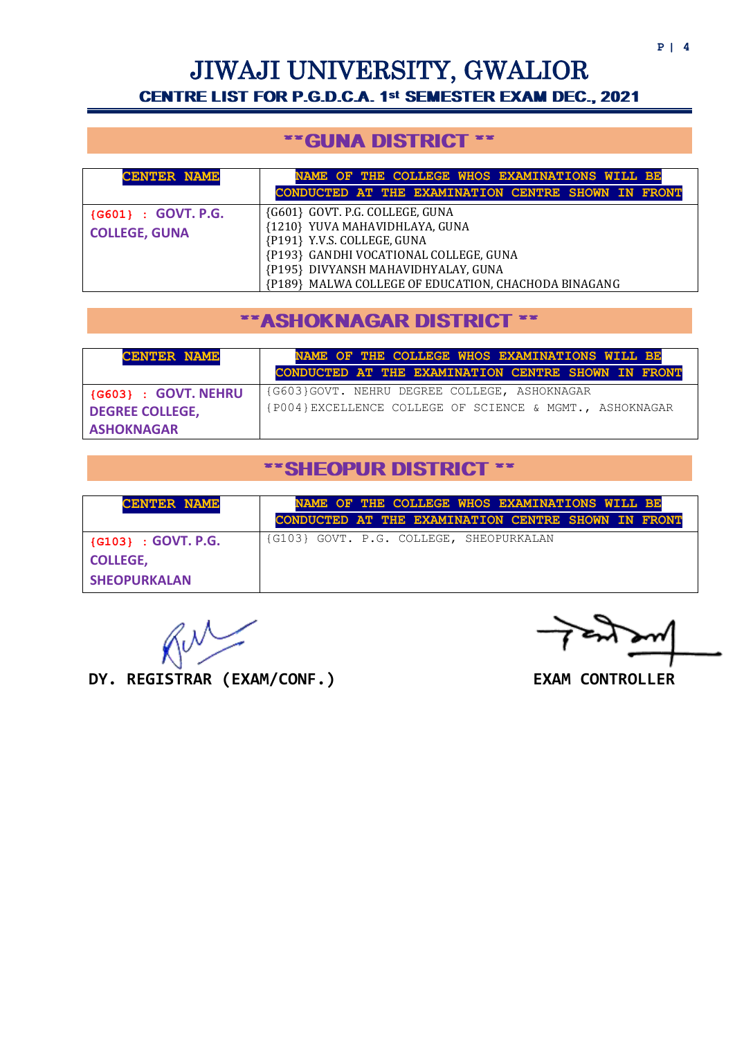# JIWAJI UNIVERSITY, GWALIOR

## CENTRE LIST FOR P.G.D.C.A. 1st SEMESTER EXAM DEC., 2021

## **GUNA DISTRICT **

| CENTER NAME | NAME OF THE COLLEGE WHOS EXAMINATIONS WILL BE CONDUCTED AT THE EXAMINATION CENTRE SHOWN IN FRONT |
|---|---|
| {G601} : GOVT. P.G. COLLEGE, GUNA | {G601} GOVT. P.G. COLLEGE, GUNA<br>{1210} YUVA MAHAVIDHLAYA, GUNA<br>{P191} Y.V.S. COLLEGE, GUNA<br>{P193} GANDHI VOCATIONAL COLLEGE, GUNA<br>{P195} DIVYANSH MAHAVIDHYALAY, GUNA<br>{P189} MALWA COLLEGE OF EDUCATION, CHACHODA BINAGANG |

## **ASHOKNAGAR DISTRICT **

| CENTER NAME | NAME OF THE COLLEGE WHOS EXAMINATIONS WILL BE CONDUCTED AT THE EXAMINATION CENTRE SHOWN IN FRONT |
|---|---|
| {G603} : GOVT. NEHRU DEGREE COLLEGE, ASHOKNAGAR | {G603}GOVT. NEHRU DEGREE COLLEGE, ASHOKNAGAR<br>{P004}EXCELLENCE COLLEGE OF SCIENCE & MGMT., ASHOKNAGAR |

## **SHEOPUR DISTRICT **

| CENTER NAME | NAME OF THE COLLEGE WHOS EXAMINATIONS WILL BE CONDUCTED AT THE EXAMINATION CENTRE SHOWN IN FRONT |
|---|---|
| {G103} : GOVT. P.G. COLLEGE, SHEOPURKALAN | {G103} GOVT. P.G. COLLEGE, SHEOPURKALAN |

**DY. REGISTRAR (EXAM/CONF.)**

**EXAM CONTROLLER**